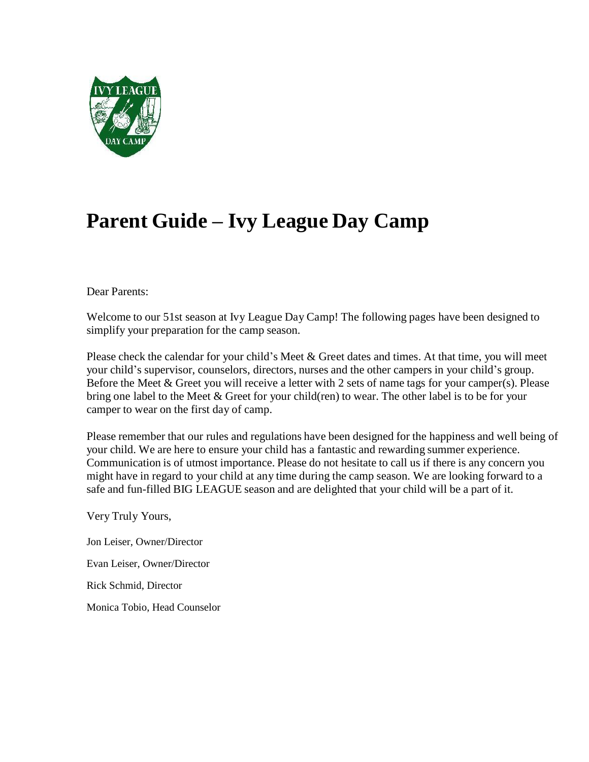# Parent Guide – Ivy League Day Camp

Dear Parents:

Welcome to our 51st season at Ivy League Day Camp! The following pages have been designed to simplify your preparation for the camp season.

Please check the calendar for your child's Meet & Greet dates and times. At that time, you will meet your child's supervisor, counselors, directors, nurses and the other campers in your child's group. Before the Meet & Greet you will receive a letter with 2 sets of name tags for your camper(s). Please bring one label to the Meet & Greet for your child(ren) to wear. The other label is to be for your camper to wear on the first day of camp.

Please remember that our rules and regulations have been designed for the happiness and well being of your child. We are here to ensure your child has a fantastic and rewarding summer experience. Communication is of utmost importance. Please do not hesitate to call us if there is any concern you might have in regard to your child at any time during the camp season. We are looking forward to a safe and fun-filled BIG LEAGUE season and are delighted that your child will be a part of it.

Very Truly Yours,

Jon Leiser, Owner/Director

Evan Leiser, Owner/Director

Rick Schmid, Director

Monica Tobio, Head Counselor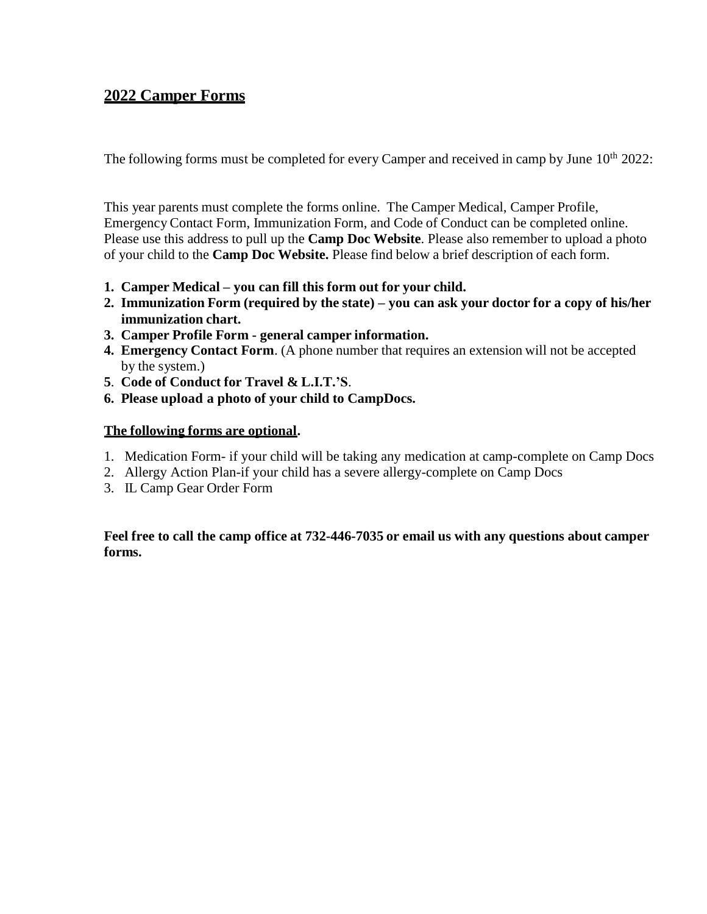## 2022 Camper Forms

The following forms must be completed for every Camper and received in camp by June 10th 2022:

This year parents must complete the forms online. The Camper Medical, Camper Profile, Emergency Contact Form, Immunization Form, and Code of Conduct can be completed online. Please use this address to pull up the **Camp Doc Website**. Please also remember to upload a photo of your child to the **Camp Doc Website.** Please find below a brief description of each form.

1. **Camper Medical – you can fill this form out for your child.**
2. **Immunization Form (required by the state) – you can ask your doctor for a copy of his/her immunization chart.**
3. **Camper Profile Form - general camper information.**
4. **Emergency Contact Form**. (A phone number that requires an extension will not be accepted by the system.)
5. **Code of Conduct for Travel & L.I.T.'S**.
6. **Please upload a photo of your child to CampDocs.**

**The following forms are optional.**

1. Medication Form- if your child will be taking any medication at camp-complete on Camp Docs
2. Allergy Action Plan-if your child has a severe allergy-complete on Camp Docs
3. IL Camp Gear Order Form

**Feel free to call the camp office at 732-446-7035 or email us with any questions about camper forms.**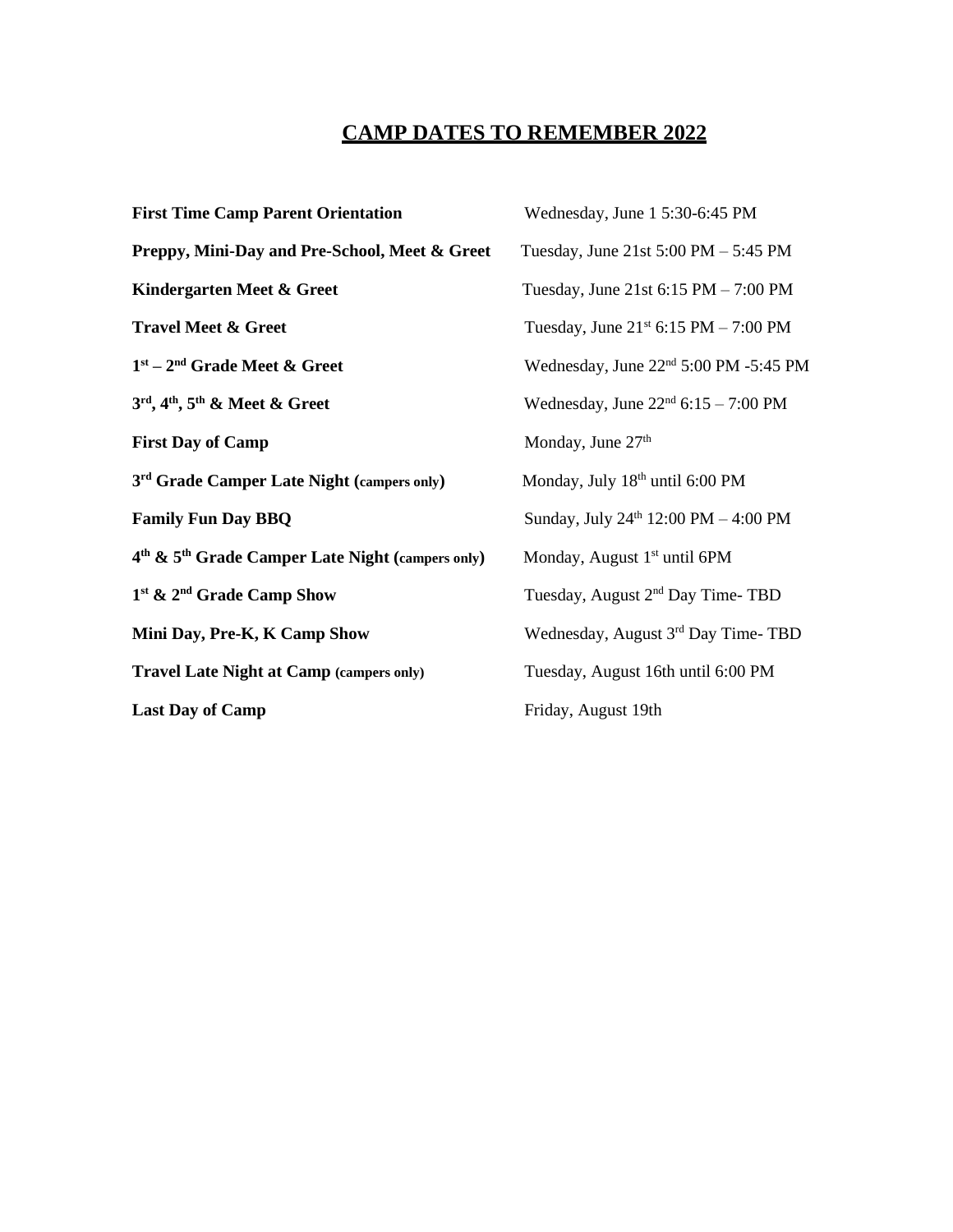# CAMP DATES TO REMEMBER 2022

| | |
|---|---|
| **First Time Camp Parent Orientation** | Wednesday, June 1 5:30-6:45 PM |
| **Preppy, Mini-Day and Pre-School, Meet & Greet** | Tuesday, June 21st 5:00 PM – 5:45 PM |
| **Kindergarten Meet & Greet** | Tuesday, June 21st 6:15 PM – 7:00 PM |
| **Travel Meet & Greet** | Tuesday, June 21st 6:15 PM – 7:00 PM |
| **1st – 2nd Grade Meet & Greet** | Wednesday, June 22nd 5:00 PM -5:45 PM |
| **3rd, 4th, 5th & Meet & Greet** | Wednesday, June 22nd 6:15 – 7:00 PM |
| **First Day of Camp** | Monday, June 27th |
| **3rd Grade Camper Late Night (campers only)** | Monday, July 18th until 6:00 PM |
| **Family Fun Day BBQ** | Sunday, July 24th 12:00 PM – 4:00 PM |
| **4th & 5th Grade Camper Late Night (campers only)** | Monday, August 1st until 6PM |
| **1st & 2nd Grade Camp Show** | Tuesday, August 2nd Day Time- TBD |
| **Mini Day, Pre-K, K Camp Show** | Wednesday, August 3rd Day Time- TBD |
| **Travel Late Night at Camp (campers only)** | Tuesday, August 16th until 6:00 PM |
| **Last Day of Camp** | Friday, August 19th |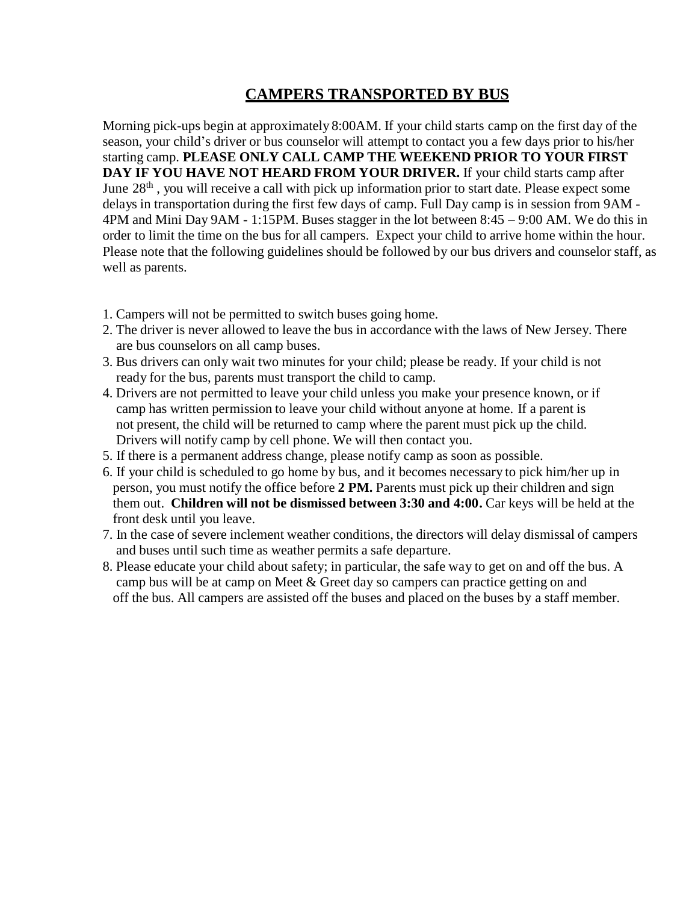# CAMPERS TRANSPORTED BY BUS

Morning pick-ups begin at approximately 8:00AM. If your child starts camp on the first day of the season, your child's driver or bus counselor will attempt to contact you a few days prior to his/her starting camp. **PLEASE ONLY CALL CAMP THE WEEKEND PRIOR TO YOUR FIRST DAY IF YOU HAVE NOT HEARD FROM YOUR DRIVER.** If your child starts camp after June 28th , you will receive a call with pick up information prior to start date. Please expect some delays in transportation during the first few days of camp. Full Day camp is in session from 9AM - 4PM and Mini Day 9AM - 1:15PM. Buses stagger in the lot between 8:45 – 9:00 AM. We do this in order to limit the time on the bus for all campers. Expect your child to arrive home within the hour. Please note that the following guidelines should be followed by our bus drivers and counselor staff, as well as parents.

1. Campers will not be permitted to switch buses going home.
2. The driver is never allowed to leave the bus in accordance with the laws of New Jersey. There are bus counselors on all camp buses.
3. Bus drivers can only wait two minutes for your child; please be ready. If your child is not ready for the bus, parents must transport the child to camp.
4. Drivers are not permitted to leave your child unless you make your presence known, or if camp has written permission to leave your child without anyone at home. If a parent is not present, the child will be returned to camp where the parent must pick up the child. Drivers will notify camp by cell phone. We will then contact you.
5. If there is a permanent address change, please notify camp as soon as possible.
6. If your child is scheduled to go home by bus, and it becomes necessary to pick him/her up in person, you must notify the office before **2 PM.** Parents must pick up their children and sign them out. **Children will not be dismissed between 3:30 and 4:00.** Car keys will be held at the front desk until you leave.
7. In the case of severe inclement weather conditions, the directors will delay dismissal of campers and buses until such time as weather permits a safe departure.
8. Please educate your child about safety; in particular, the safe way to get on and off the bus. A camp bus will be at camp on Meet & Greet day so campers can practice getting on and off the bus. All campers are assisted off the buses and placed on the buses by a staff member.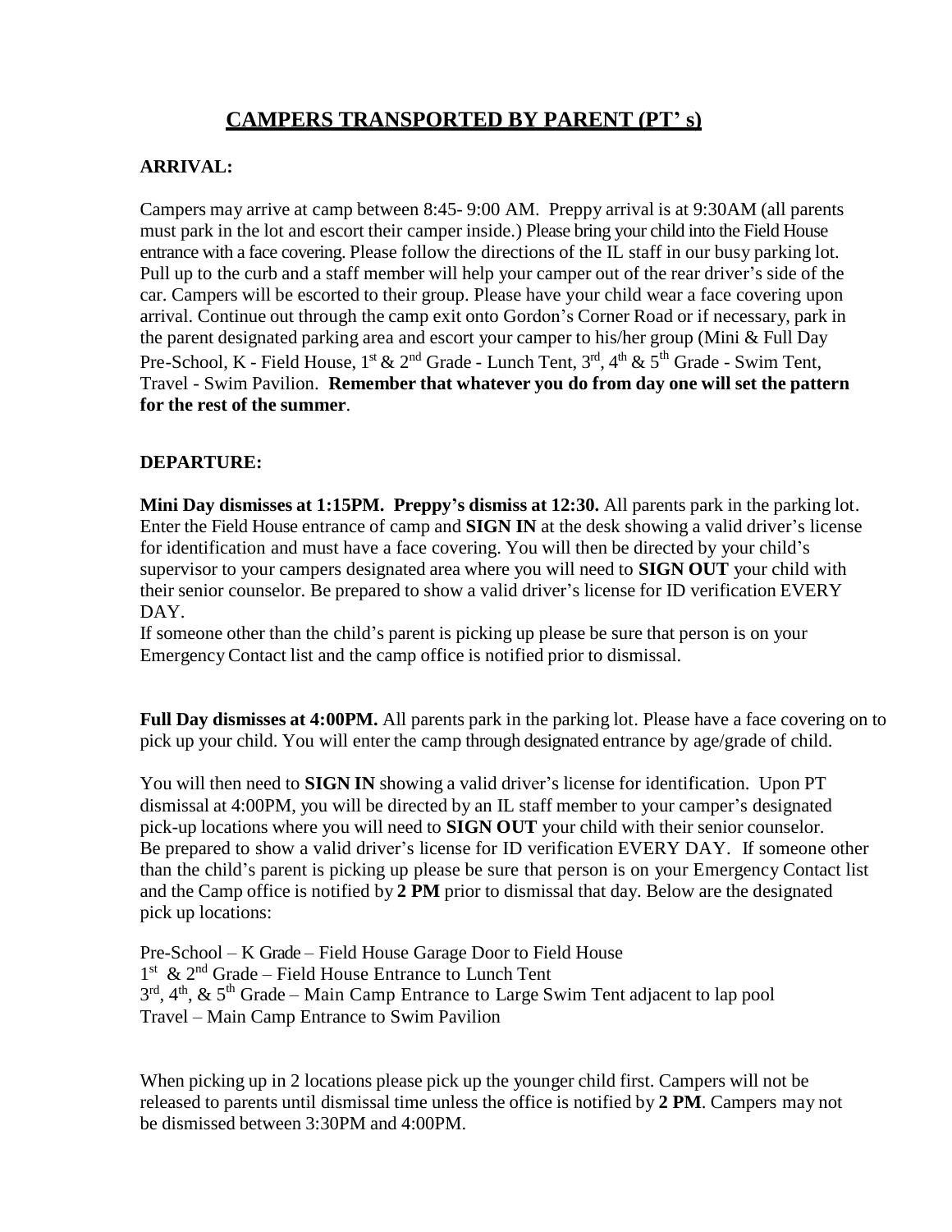# CAMPERS TRANSPORTED BY PARENT (PT' s)

## ARRIVAL:

Campers may arrive at camp between 8:45- 9:00 AM. Preppy arrival is at 9:30AM (all parents must park in the lot and escort their camper inside.) Please bring your child into the Field House entrance with a face covering. Please follow the directions of the IL staff in our busy parking lot. Pull up to the curb and a staff member will help your camper out of the rear driver's side of the car. Campers will be escorted to their group. Please have your child wear a face covering upon arrival. Continue out through the camp exit onto Gordon's Corner Road or if necessary, park in the parent designated parking area and escort your camper to his/her group (Mini & Full Day Pre-School, K - Field House, 1st & 2nd Grade - Lunch Tent, 3rd, 4th & 5th Grade - Swim Tent, Travel - Swim Pavilion. **Remember that whatever you do from day one will set the pattern for the rest of the summer**.

## DEPARTURE:

**Mini Day dismisses at 1:15PM. Preppy's dismiss at 12:30.** All parents park in the parking lot. Enter the Field House entrance of camp and **SIGN IN** at the desk showing a valid driver's license for identification and must have a face covering. You will then be directed by your child's supervisor to your campers designated area where you will need to **SIGN OUT** your child with their senior counselor. Be prepared to show a valid driver's license for ID verification EVERY DAY.

If someone other than the child's parent is picking up please be sure that person is on your Emergency Contact list and the camp office is notified prior to dismissal.

**Full Day dismisses at 4:00PM.** All parents park in the parking lot. Please have a face covering on to pick up your child. You will enter the camp through designated entrance by age/grade of child.

You will then need to **SIGN IN** showing a valid driver's license for identification. Upon PT dismissal at 4:00PM, you will be directed by an IL staff member to your camper's designated pick-up locations where you will need to **SIGN OUT** your child with their senior counselor. Be prepared to show a valid driver's license for ID verification EVERY DAY. If someone other than the child's parent is picking up please be sure that person is on your Emergency Contact list and the Camp office is notified by **2 PM** prior to dismissal that day. Below are the designated pick up locations:

Pre-School – K Grade – Field House Garage Door to Field House
1st & 2nd Grade – Field House Entrance to Lunch Tent
3rd, 4th, & 5th Grade – Main Camp Entrance to Large Swim Tent adjacent to lap pool
Travel – Main Camp Entrance to Swim Pavilion

When picking up in 2 locations please pick up the younger child first. Campers will not be released to parents until dismissal time unless the office is notified by **2 PM**. Campers may not be dismissed between 3:30PM and 4:00PM.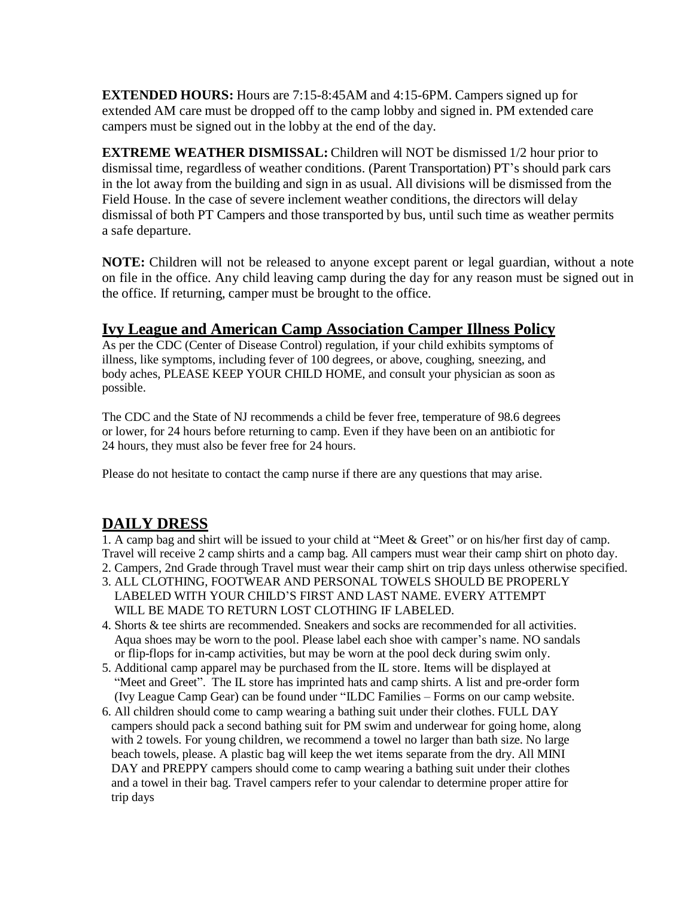**EXTENDED HOURS:** Hours are 7:15-8:45AM and 4:15-6PM. Campers signed up for extended AM care must be dropped off to the camp lobby and signed in. PM extended care campers must be signed out in the lobby at the end of the day.

**EXTREME WEATHER DISMISSAL:** Children will NOT be dismissed 1/2 hour prior to dismissal time, regardless of weather conditions. (Parent Transportation) PT's should park cars in the lot away from the building and sign in as usual. All divisions will be dismissed from the Field House. In the case of severe inclement weather conditions, the directors will delay dismissal of both PT Campers and those transported by bus, until such time as weather permits a safe departure.

**NOTE:** Children will not be released to anyone except parent or legal guardian, without a note on file in the office. Any child leaving camp during the day for any reason must be signed out in the office. If returning, camper must be brought to the office.

## Ivy League and American Camp Association Camper Illness Policy

As per the CDC (Center of Disease Control) regulation, if your child exhibits symptoms of illness, like symptoms, including fever of 100 degrees, or above, coughing, sneezing, and body aches, PLEASE KEEP YOUR CHILD HOME, and consult your physician as soon as possible.

The CDC and the State of NJ recommends a child be fever free, temperature of 98.6 degrees or lower, for 24 hours before returning to camp. Even if they have been on an antibiotic for 24 hours, they must also be fever free for 24 hours.

Please do not hesitate to contact the camp nurse if there are any questions that may arise.

## DAILY DRESS

1. A camp bag and shirt will be issued to your child at "Meet & Greet" or on his/her first day of camp. Travel will receive 2 camp shirts and a camp bag. All campers must wear their camp shirt on photo day.
2. Campers, 2nd Grade through Travel must wear their camp shirt on trip days unless otherwise specified.
3. ALL CLOTHING, FOOTWEAR AND PERSONAL TOWELS SHOULD BE PROPERLY LABELED WITH YOUR CHILD'S FIRST AND LAST NAME. EVERY ATTEMPT WILL BE MADE TO RETURN LOST CLOTHING IF LABELED.
4. Shorts & tee shirts are recommended. Sneakers and socks are recommended for all activities. Aqua shoes may be worn to the pool. Please label each shoe with camper's name. NO sandals or flip-flops for in-camp activities, but may be worn at the pool deck during swim only.
5. Additional camp apparel may be purchased from the IL store. Items will be displayed at "Meet and Greet". The IL store has imprinted hats and camp shirts. A list and pre-order form (Ivy League Camp Gear) can be found under "ILDC Families – Forms on our camp website.
6. All children should come to camp wearing a bathing suit under their clothes. FULL DAY campers should pack a second bathing suit for PM swim and underwear for going home, along with 2 towels. For young children, we recommend a towel no larger than bath size. No large beach towels, please. A plastic bag will keep the wet items separate from the dry. All MINI DAY and PREPPY campers should come to camp wearing a bathing suit under their clothes and a towel in their bag. Travel campers refer to your calendar to determine proper attire for trip days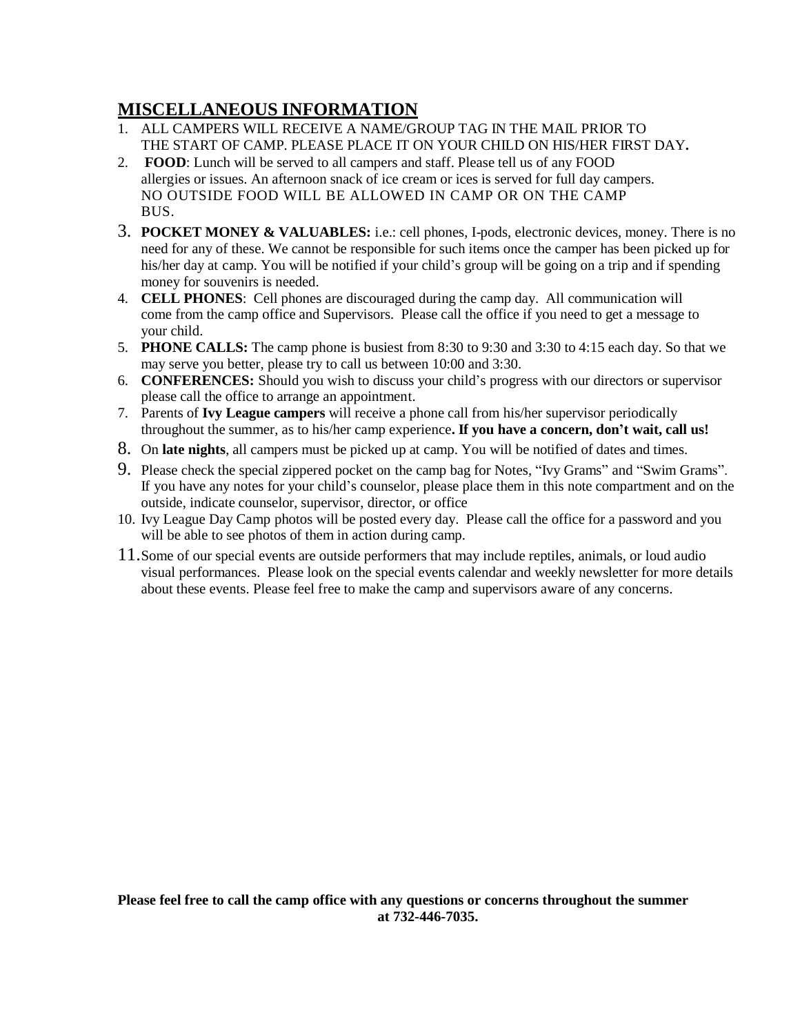## MISCELLANEOUS INFORMATION

1. ALL CAMPERS WILL RECEIVE A NAME/GROUP TAG IN THE MAIL PRIOR TO THE START OF CAMP. PLEASE PLACE IT ON YOUR CHILD ON HIS/HER FIRST DAY.
2. **FOOD**: Lunch will be served to all campers and staff. Please tell us of any FOOD allergies or issues. An afternoon snack of ice cream or ices is served for full day campers. NO OUTSIDE FOOD WILL BE ALLOWED IN CAMP OR ON THE CAMP BUS.
3. **POCKET MONEY & VALUABLES:** i.e.: cell phones, I-pods, electronic devices, money. There is no need for any of these. We cannot be responsible for such items once the camper has been picked up for his/her day at camp. You will be notified if your child's group will be going on a trip and if spending money for souvenirs is needed.
4. **CELL PHONES**: Cell phones are discouraged during the camp day. All communication will come from the camp office and Supervisors. Please call the office if you need to get a message to your child.
5. **PHONE CALLS:** The camp phone is busiest from 8:30 to 9:30 and 3:30 to 4:15 each day. So that we may serve you better, please try to call us between 10:00 and 3:30.
6. **CONFERENCES:** Should you wish to discuss your child's progress with our directors or supervisor please call the office to arrange an appointment.
7. Parents of **Ivy League campers** will receive a phone call from his/her supervisor periodically throughout the summer, as to his/her camp experience**. If you have a concern, don't wait, call us!**
8. On **late nights**, all campers must be picked up at camp. You will be notified of dates and times.
9. Please check the special zippered pocket on the camp bag for Notes, "Ivy Grams" and "Swim Grams". If you have any notes for your child's counselor, please place them in this note compartment and on the outside, indicate counselor, supervisor, director, or office
10. Ivy League Day Camp photos will be posted every day. Please call the office for a password and you will be able to see photos of them in action during camp.
11. Some of our special events are outside performers that may include reptiles, animals, or loud audio visual performances. Please look on the special events calendar and weekly newsletter for more details about these events. Please feel free to make the camp and supervisors aware of any concerns.

**Please feel free to call the camp office with any questions or concerns throughout the summer at 732-446-7035.**